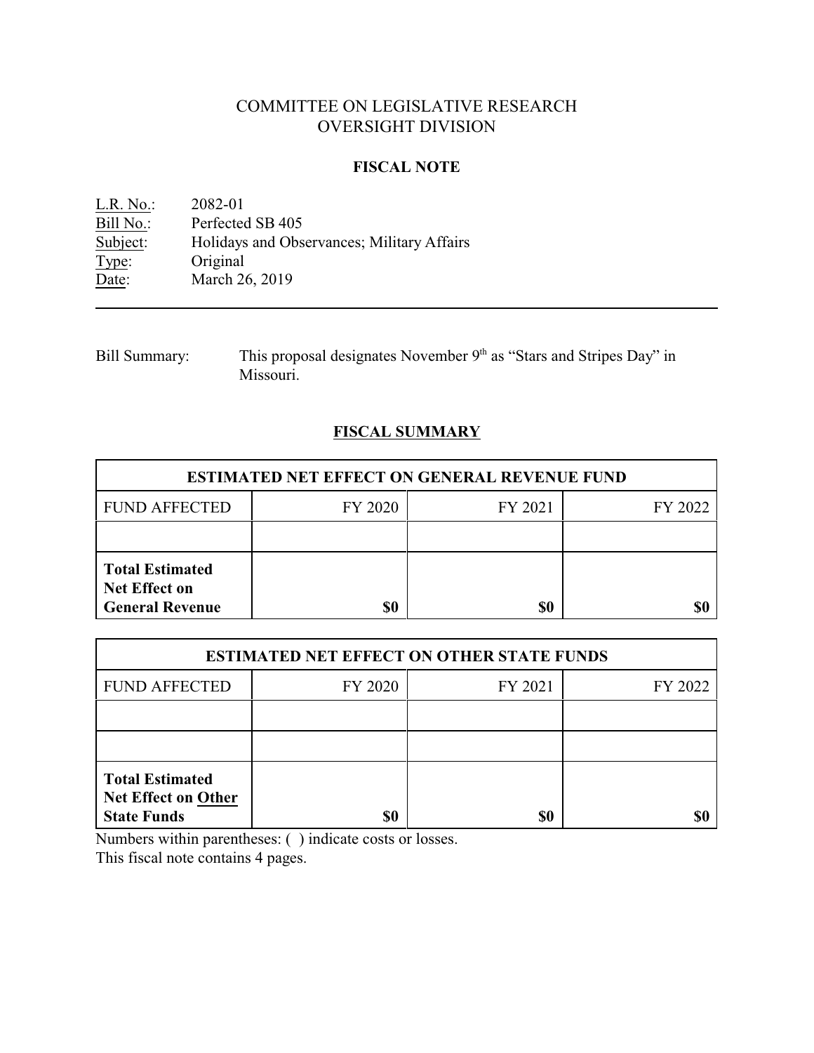# COMMITTEE ON LEGISLATIVE RESEARCH
# OVERSIGHT DIVISION

## FISCAL NOTE

L.R. No.: 2082-01
Bill No.: Perfected SB 405
Subject: Holidays and Observances; Military Affairs
Type: Original
Date: March 26, 2019

---

Bill Summary: This proposal designates November 9th as "Stars and Stripes Day" in Missouri.

## FISCAL SUMMARY

| ESTIMATED NET EFFECT ON GENERAL REVENUE FUND | | | |
|---|---|---|---|
| FUND AFFECTED | FY 2020 | FY 2021 | FY 2022 |
| | | | |
| **Total Estimated Net Effect on General Revenue** | **$0** | **$0** | **$0** |

| ESTIMATED NET EFFECT ON OTHER STATE FUNDS | | | |
|---|---|---|---|
| FUND AFFECTED | FY 2020 | FY 2021 | FY 2022 |
| | | | |
| | | | |
| **Total Estimated Net Effect on Other State Funds** | **$0** | **$0** | **$0** |

Numbers within parentheses: ( ) indicate costs or losses.
This fiscal note contains 4 pages.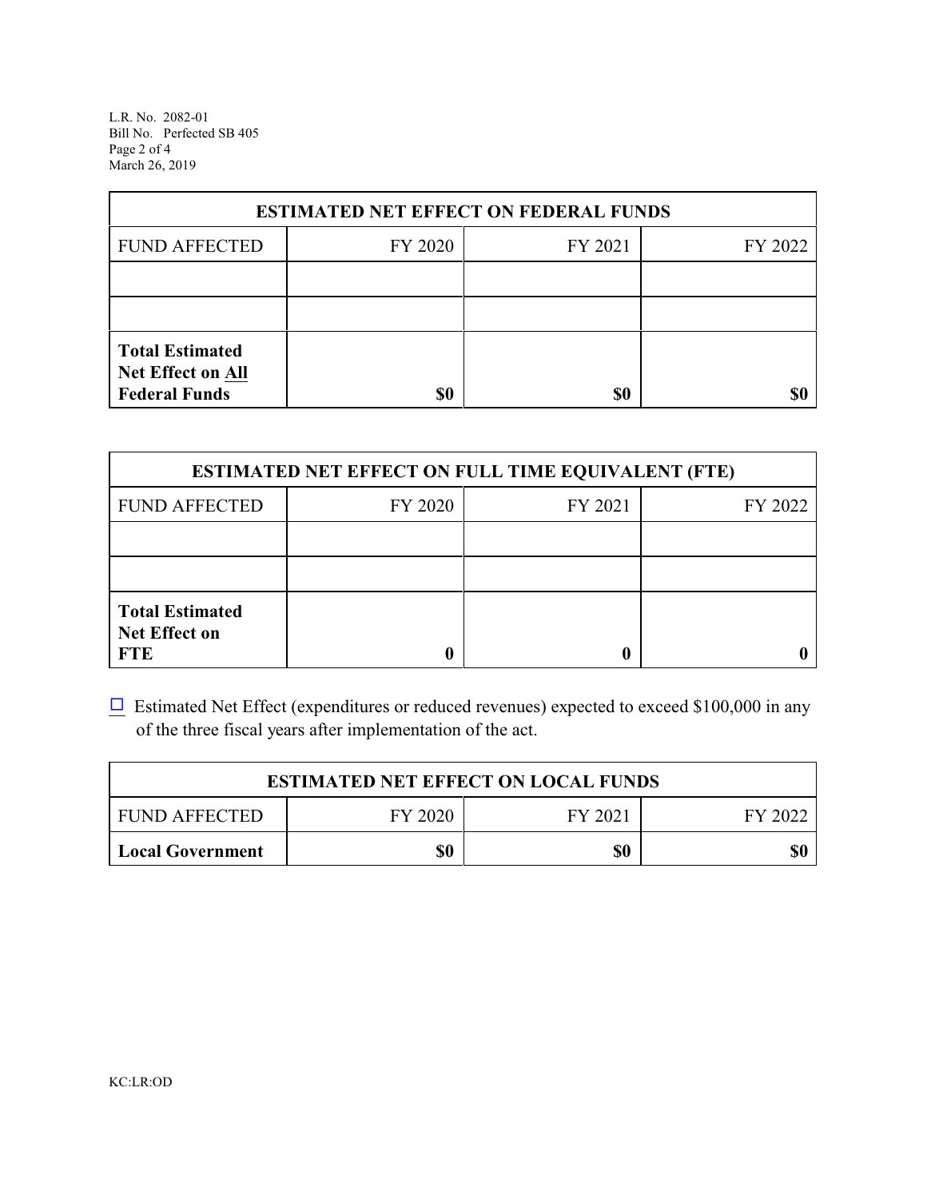| ESTIMATED NET EFFECT ON FEDERAL FUNDS | | | |
|---|---|---|---|
| FUND AFFECTED | FY 2020 | FY 2021 | FY 2022 |
| | | | |
| | | | |
| **Total Estimated Net Effect on All Federal Funds** | **$0** | **$0** | **$0** |

| ESTIMATED NET EFFECT ON FULL TIME EQUIVALENT (FTE) | | | |
|---|---|---|---|
| FUND AFFECTED | FY 2020 | FY 2021 | FY 2022 |
| | | | |
| | | | |
| **Total Estimated Net Effect on FTE** | **0** | **0** | **0** |

☐ Estimated Net Effect (expenditures or reduced revenues) expected to exceed $100,000 in any of the three fiscal years after implementation of the act.

| ESTIMATED NET EFFECT ON LOCAL FUNDS | | | |
|---|---|---|---|
| FUND AFFECTED | FY 2020 | FY 2021 | FY 2022 |
| **Local Government** | **$0** | **$0** | **$0** |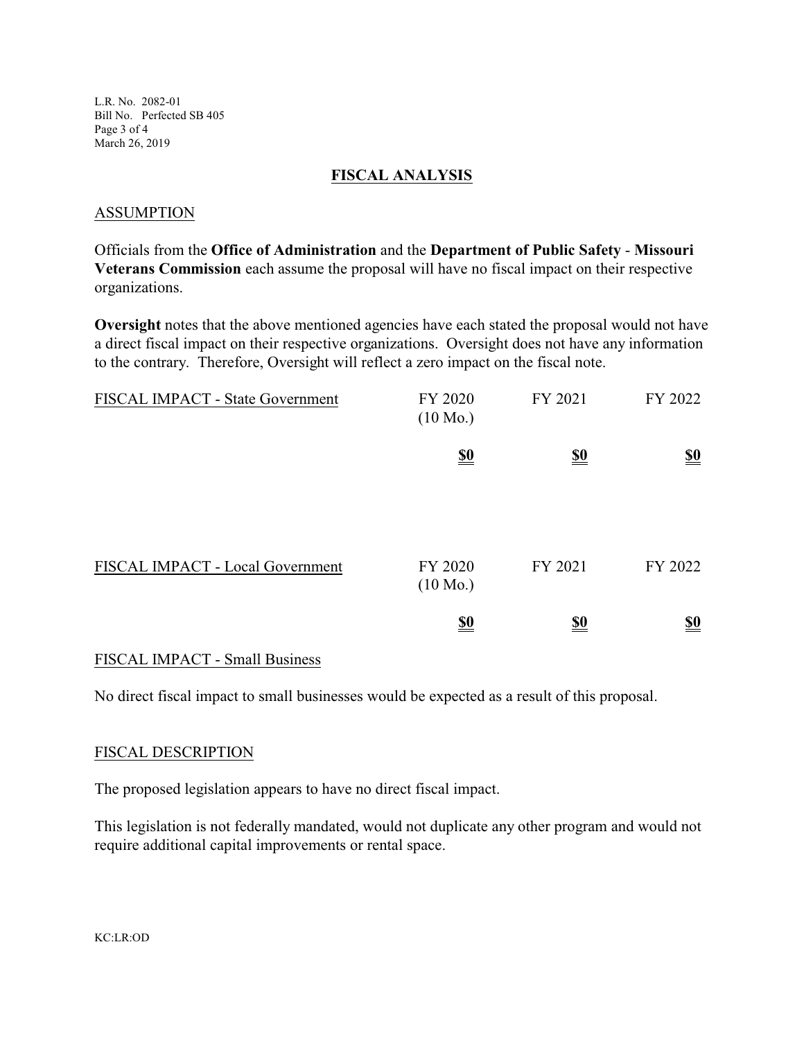## FISCAL ANALYSIS

### ASSUMPTION

Officials from the **Office of Administration** and the **Department of Public Safety** - **Missouri Veterans Commission** each assume the proposal will have no fiscal impact on their respective organizations.

**Oversight** notes that the above mentioned agencies have each stated the proposal would not have a direct fiscal impact on their respective organizations. Oversight does not have any information to the contrary. Therefore, Oversight will reflect a zero impact on the fiscal note.

| FISCAL IMPACT - State Government | FY 2020 (10 Mo.) | FY 2021 | FY 2022 |
|---|---|---|---|
| | **$0** | **$0** | **$0** |

| FISCAL IMPACT - Local Government | FY 2020 (10 Mo.) | FY 2021 | FY 2022 |
|---|---|---|---|
| | **$0** | **$0** | **$0** |

### FISCAL IMPACT - Small Business

No direct fiscal impact to small businesses would be expected as a result of this proposal.

### FISCAL DESCRIPTION

The proposed legislation appears to have no direct fiscal impact.

This legislation is not federally mandated, would not duplicate any other program and would not require additional capital improvements or rental space.

KC:LR:OD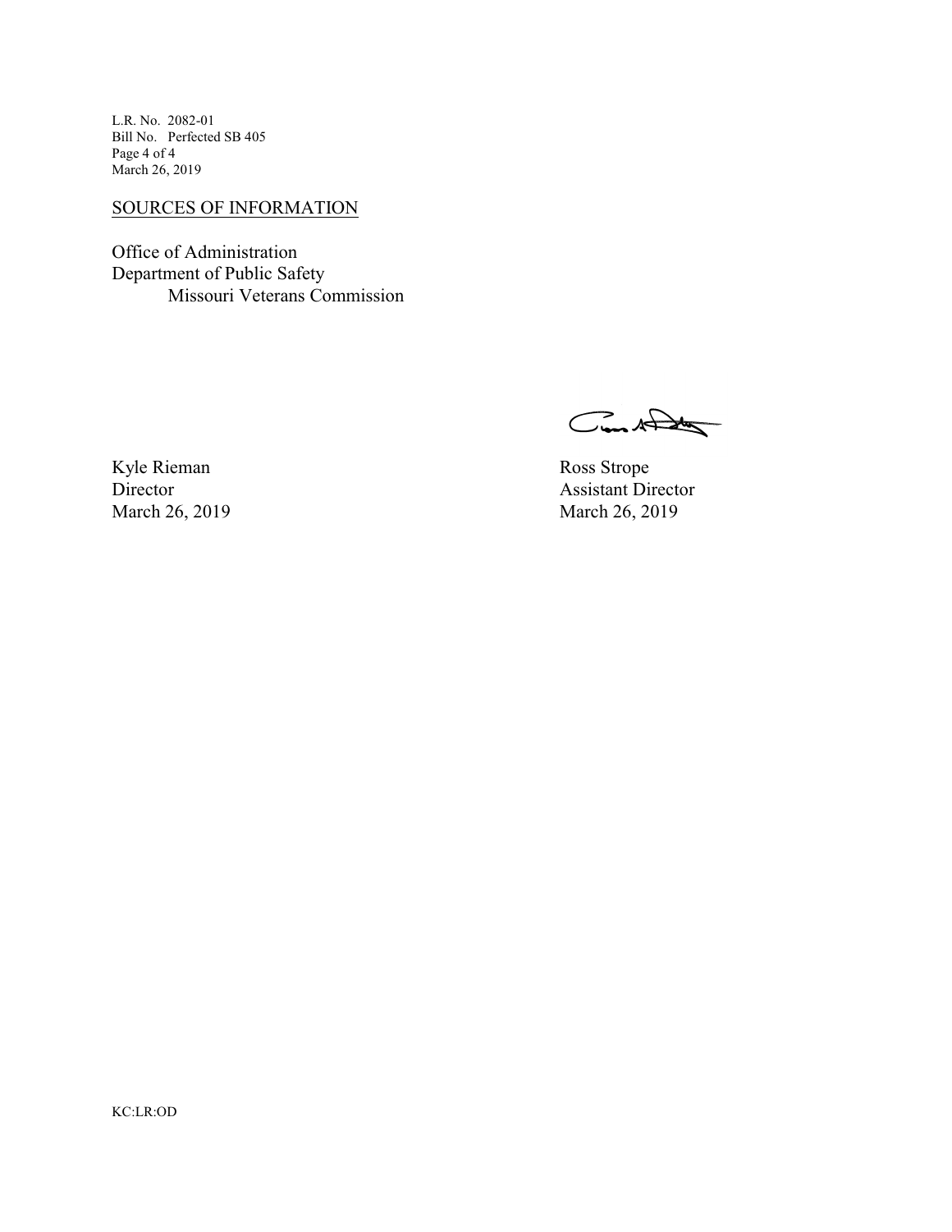## SOURCES OF INFORMATION

Office of Administration
Department of Public Safety
    Missouri Veterans Commission

Kyle Rieman
Director
March 26, 2019

Ross Strope
Assistant Director
March 26, 2019

KC:LR:OD